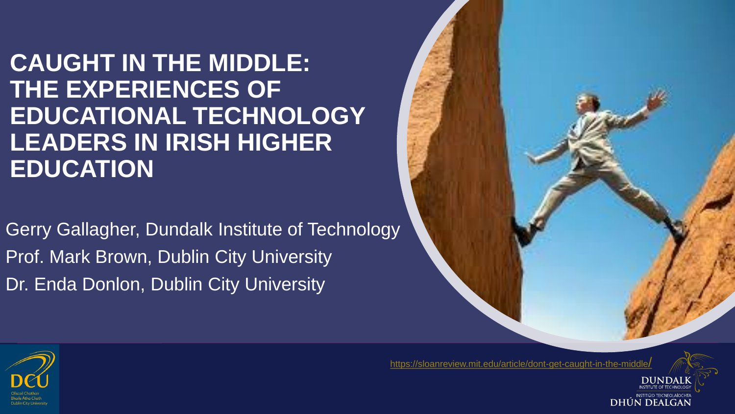# CAUGHT IN THE MIDDLE: THE EXPERIENCES OF EDUCATIONAL TECHNOLOGY LEADERS IN IRISH HIGHER EDUCATION

Gerry Gallagher, Dundalk Institute of Technology

Prof. Mark Brown, Dublin City University

Dr. Enda Donlon, Dublin City University

https://sloanreview.mit.edu/article/dont-get-caught-in-the-middle/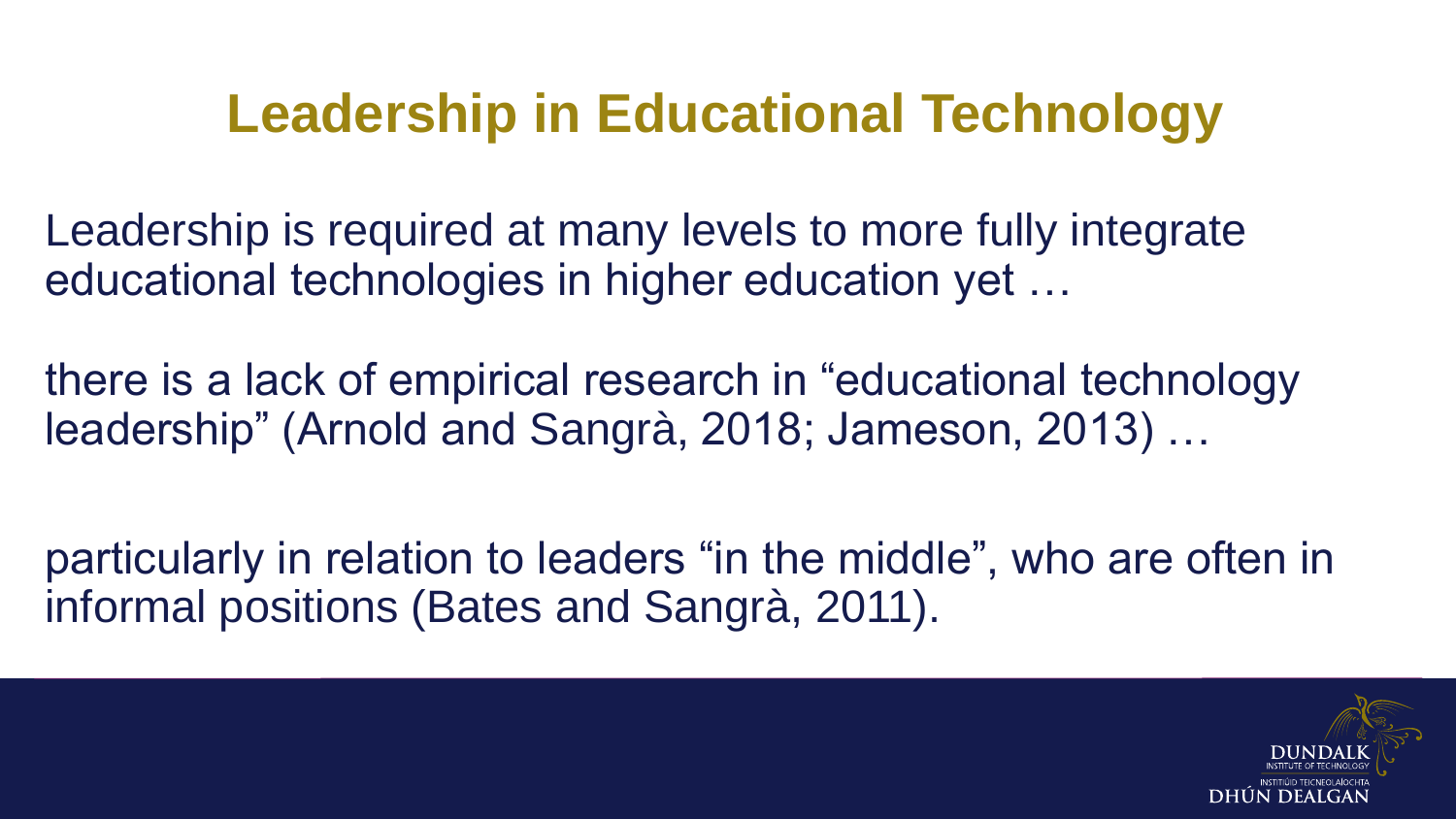# Leadership in Educational Technology

Leadership is required at many levels to more fully integrate educational technologies in higher education yet …

there is a lack of empirical research in "educational technology leadership" (Arnold and Sangrà, 2018; Jameson, 2013) …

particularly in relation to leaders "in the middle", who are often in informal positions (Bates and Sangrà, 2011).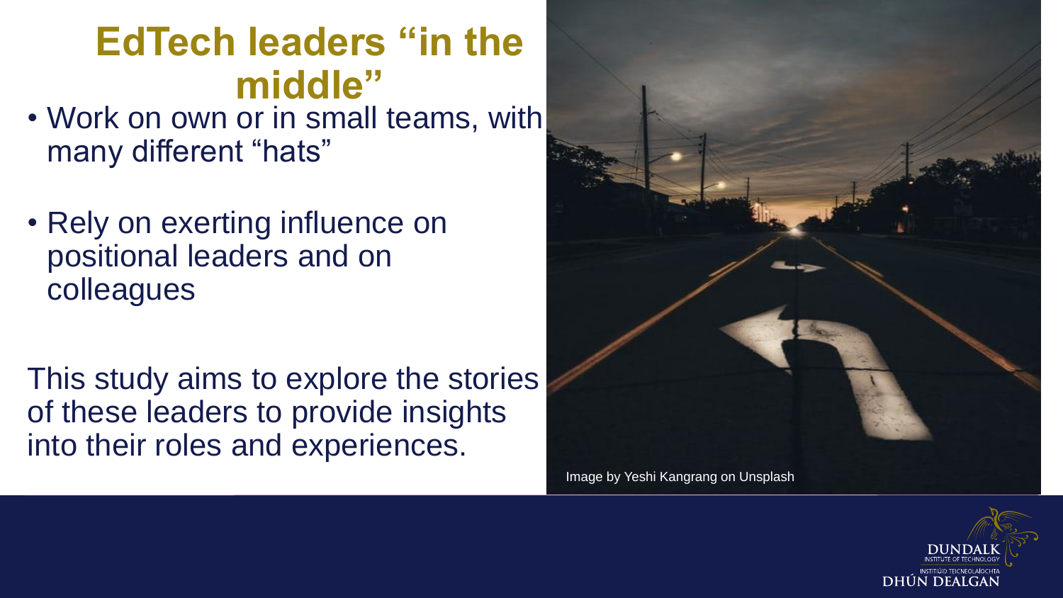# EdTech leaders "in the middle"

- Work on own or in small teams, with many different "hats"
- Rely on exerting influence on positional leaders and on colleagues

This study aims to explore the stories of these leaders to provide insights into their roles and experiences.

Image by Yeshi Kangrang on Unsplash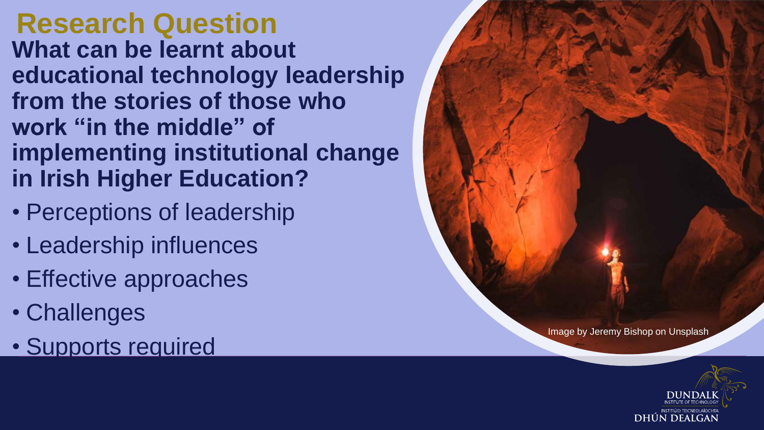# Research Question

**What can be learnt about educational technology leadership from the stories of those who work "in the middle" of implementing institutional change in Irish Higher Education?**

- Perceptions of leadership
- Leadership influences
- Effective approaches
- Challenges
- Supports required

Image by Jeremy Bishop on Unsplash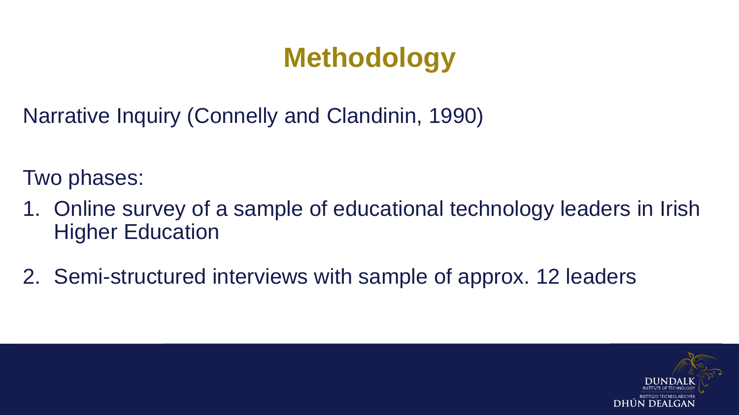# Methodology

Narrative Inquiry (Connelly and Clandinin, 1990)

Two phases:

1. Online survey of a sample of educational technology leaders in Irish Higher Education
2. Semi-structured interviews with sample of approx. 12 leaders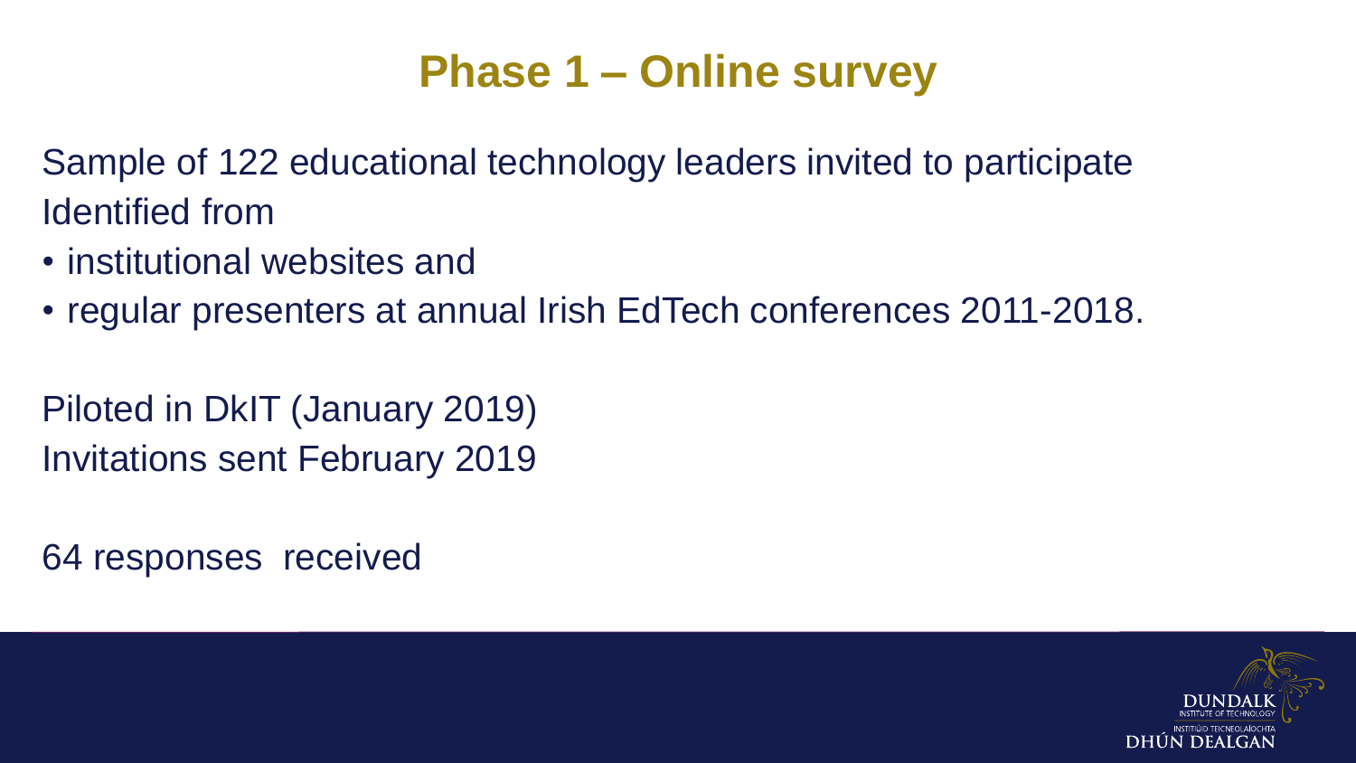# Phase 1 – Online survey

Sample of 122 educational technology leaders invited to participate
Identified from

- institutional websites and
- regular presenters at annual Irish EdTech conferences 2011-2018.

Piloted in DkIT (January 2019)
Invitations sent February 2019

64 responses received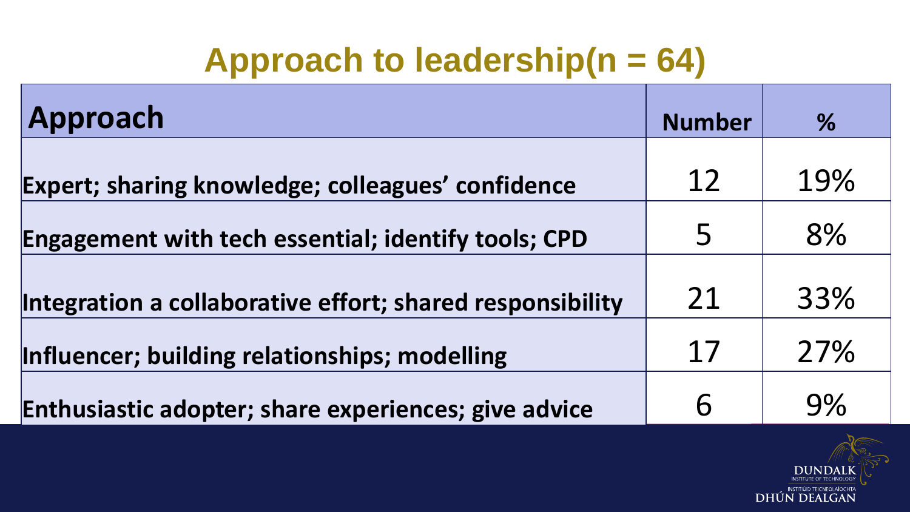## Approach to leadership(n = 64)

| Approach | Number | % |
|---|---|---|
| Expert; sharing knowledge; colleagues' confidence | 12 | 19% |
| Engagement with tech essential; identify tools; CPD | 5 | 8% |
| Integration a collaborative effort; shared responsibility | 21 | 33% |
| Influencer; building relationships; modelling | 17 | 27% |
| Enthusiastic adopter; share experiences; give advice | 6 | 9% |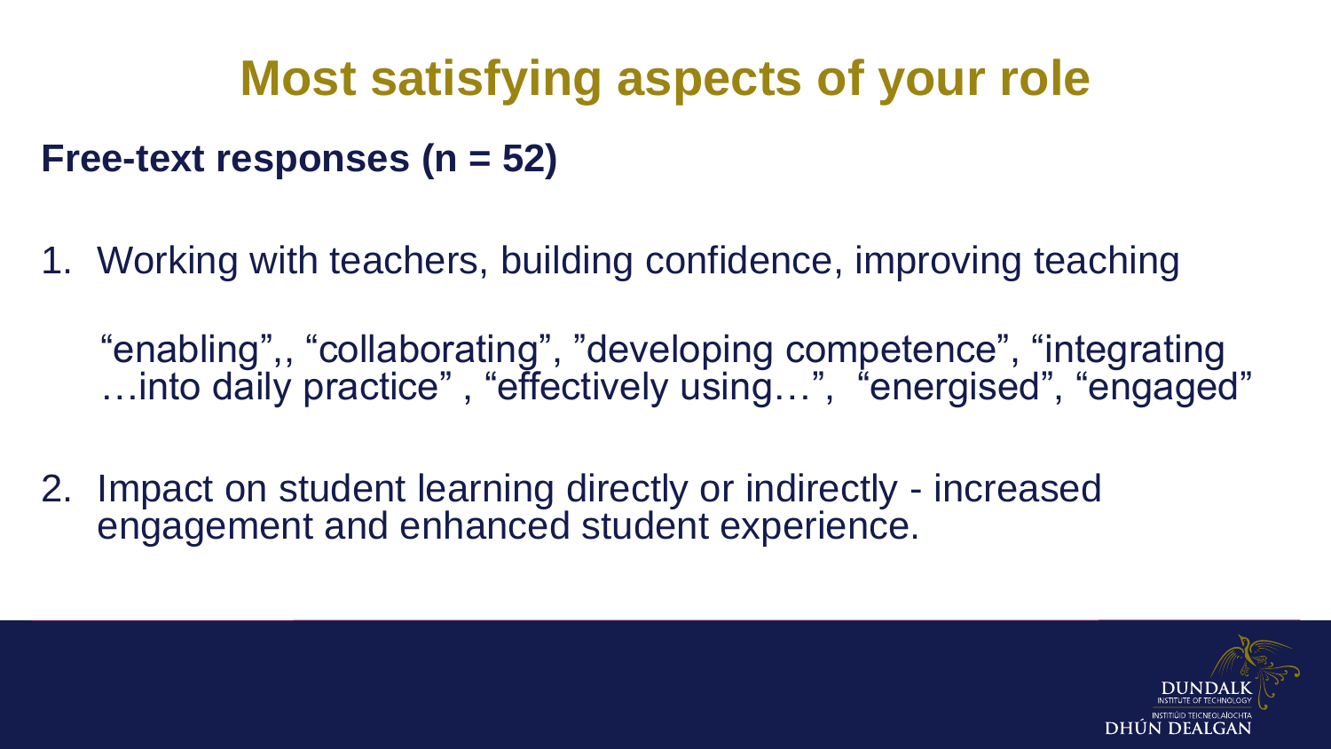# Most satisfying aspects of your role

**Free-text responses (n = 52)**

1. Working with teachers, building confidence, improving teaching

   “enabling”,, “collaborating”, ”developing competence”, “integrating …into daily practice” , “effectively using…”, “energised”, “engaged”

2. Impact on student learning directly or indirectly - increased engagement and enhanced student experience.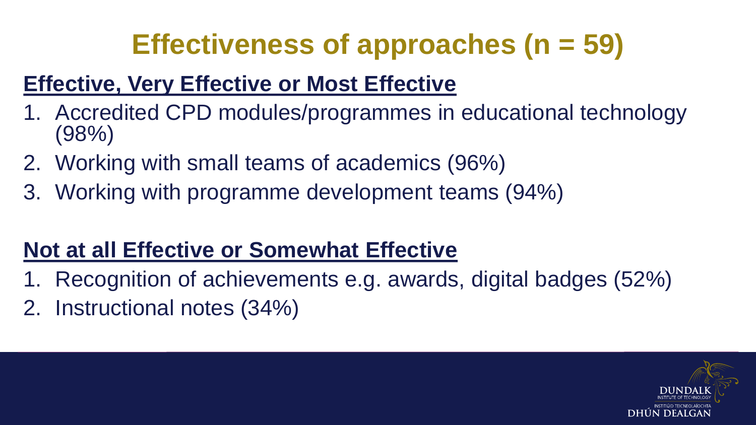# Effectiveness of approaches (n = 59)

## Effective, Very Effective or Most Effective

1. Accredited CPD modules/programmes in educational technology (98%)
2. Working with small teams of academics (96%)
3. Working with programme development teams (94%)

## Not at all Effective or Somewhat Effective

1. Recognition of achievements e.g. awards, digital badges (52%)
2. Instructional notes (34%)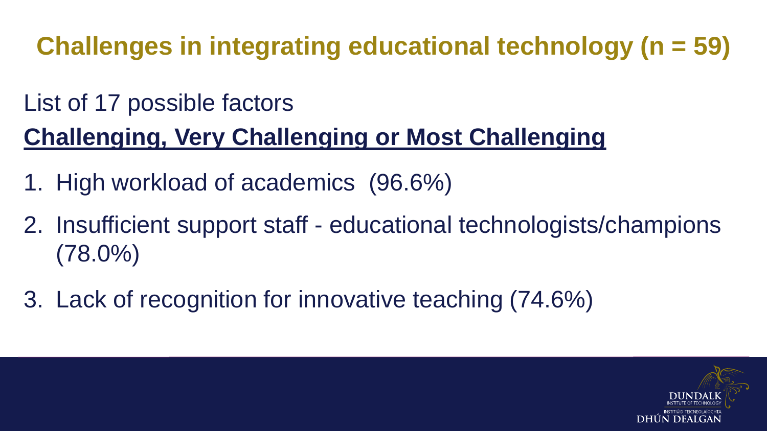# Challenges in integrating educational technology (n = 59)

List of 17 possible factors

**Challenging, Very Challenging or Most Challenging**

1. High workload of academics (96.6%)
2. Insufficient support staff - educational technologists/champions (78.0%)
3. Lack of recognition for innovative teaching (74.6%)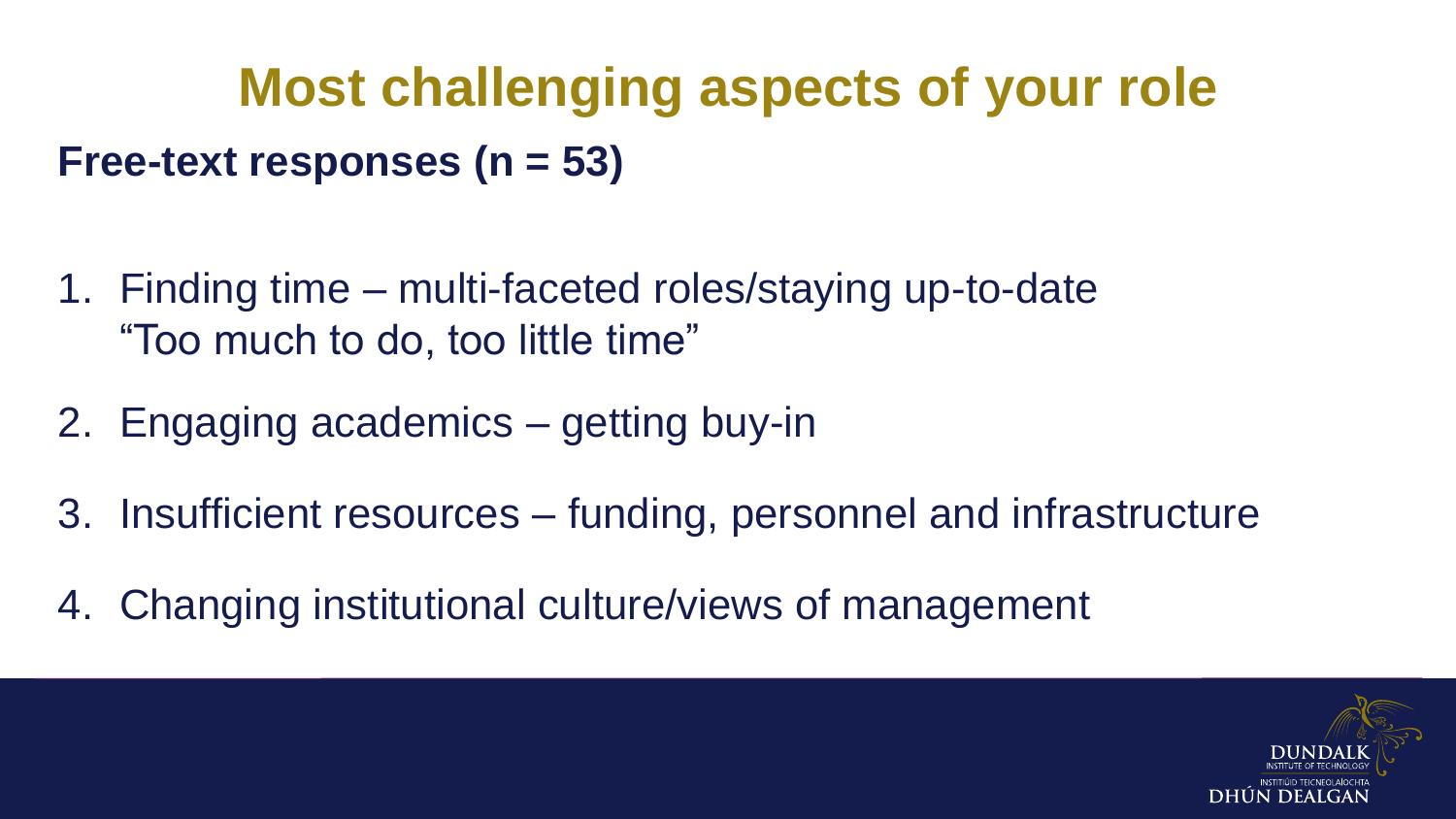# Most challenging aspects of your role

**Free-text responses (n = 53)**

1. Finding time – multi-faceted roles/staying up-to-date
   "Too much to do, too little time"
2. Engaging academics – getting buy-in
3. Insufficient resources – funding, personnel and infrastructure
4. Changing institutional culture/views of management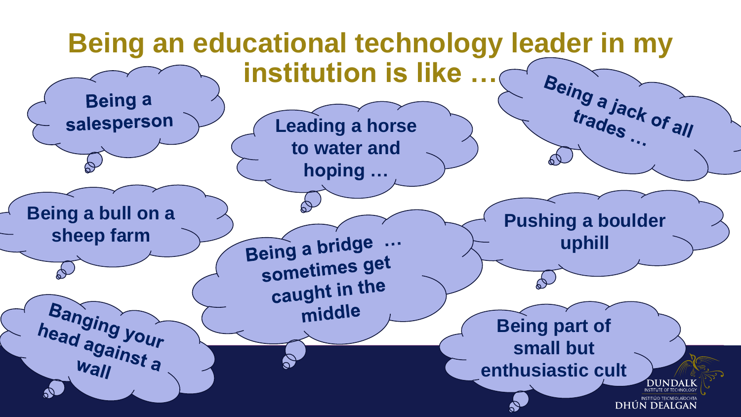# Being an educational technology leader in my institution is like …

- Being a salesperson
- Leading a horse to water and hoping …
- Being a jack of all trades …
- Being a bull on a sheep farm
- Being a bridge … sometimes get caught in the middle
- Pushing a boulder uphill
- Banging your head against a wall
- Being part of small but enthusiastic cult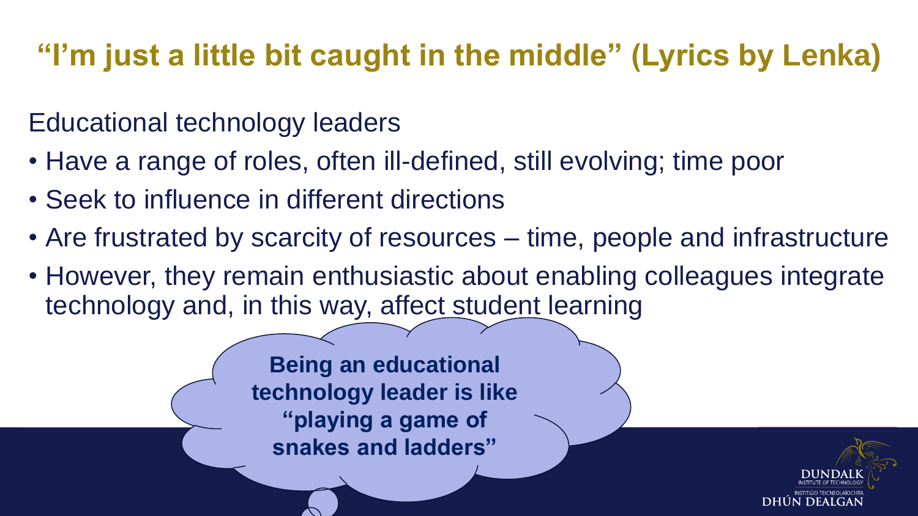# "I'm just a little bit caught in the middle" (Lyrics by Lenka)

Educational technology leaders

- Have a range of roles, often ill-defined, still evolving; time poor
- Seek to influence in different directions
- Are frustrated by scarcity of resources – time, people and infrastructure
- However, they remain enthusiastic about enabling colleagues integrate technology and, in this way, affect student learning

**Being an educational technology leader is like "playing a game of snakes and ladders"**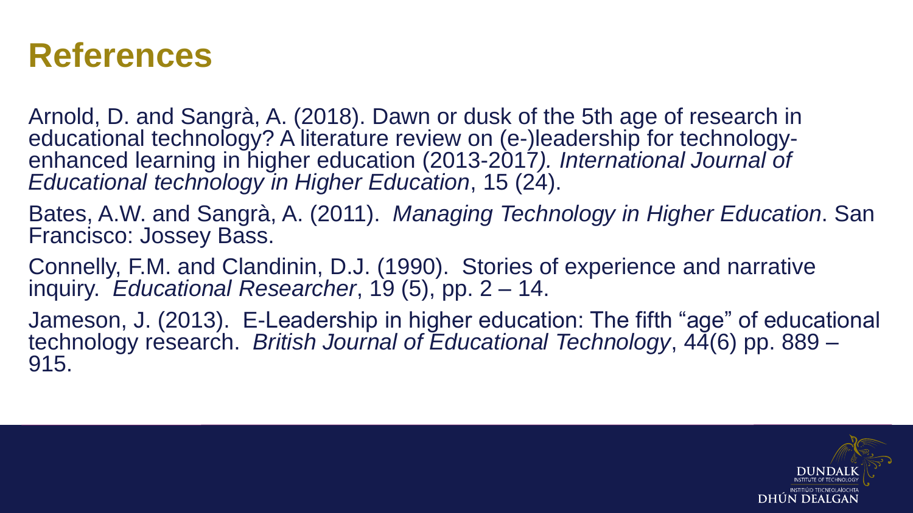# References

Arnold, D. and Sangrà, A. (2018). Dawn or dusk of the 5th age of research in educational technology? A literature review on (e-)leadership for technology-enhanced learning in higher education (2013-2017). *International Journal of Educational technology in Higher Education*, 15 (24).

Bates, A.W. and Sangrà, A. (2011). *Managing Technology in Higher Education*. San Francisco: Jossey Bass.

Connelly, F.M. and Clandinin, D.J. (1990). Stories of experience and narrative inquiry. *Educational Researcher*, 19 (5), pp. 2 – 14.

Jameson, J. (2013). E-Leadership in higher education: The fifth "age" of educational technology research. *British Journal of Educational Technology*, 44(6) pp. 889 – 915.